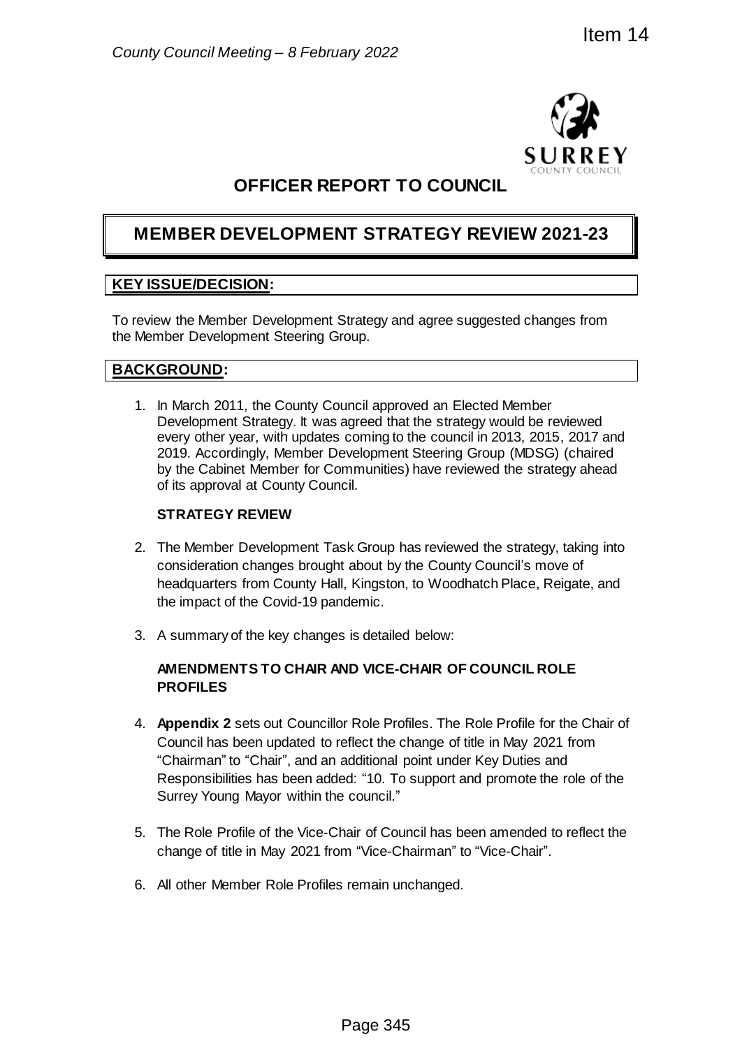# OFFICER REPORT TO COUNCIL

## MEMBER DEVELOPMENT STRATEGY REVIEW 2021-23

### KEY ISSUE/DECISION:

To review the Member Development Strategy and agree suggested changes from the Member Development Steering Group.

### BACKGROUND:

1. In March 2011, the County Council approved an Elected Member Development Strategy. It was agreed that the strategy would be reviewed every other year, with updates coming to the council in 2013, 2015, 2017 and 2019. Accordingly, Member Development Steering Group (MDSG) (chaired by the Cabinet Member for Communities) have reviewed the strategy ahead of its approval at County Council.

**STRATEGY REVIEW**

2. The Member Development Task Group has reviewed the strategy, taking into consideration changes brought about by the County Council's move of headquarters from County Hall, Kingston, to Woodhatch Place, Reigate, and the impact of the Covid-19 pandemic.

3. A summary of the key changes is detailed below:

**AMENDMENTS TO CHAIR AND VICE-CHAIR OF COUNCIL ROLE PROFILES**

4. **Appendix 2** sets out Councillor Role Profiles. The Role Profile for the Chair of Council has been updated to reflect the change of title in May 2021 from "Chairman" to "Chair", and an additional point under Key Duties and Responsibilities has been added: "10. To support and promote the role of the Surrey Young Mayor within the council."

5. The Role Profile of the Vice-Chair of Council has been amended to reflect the change of title in May 2021 from "Vice-Chairman" to "Vice-Chair".

6. All other Member Role Profiles remain unchanged.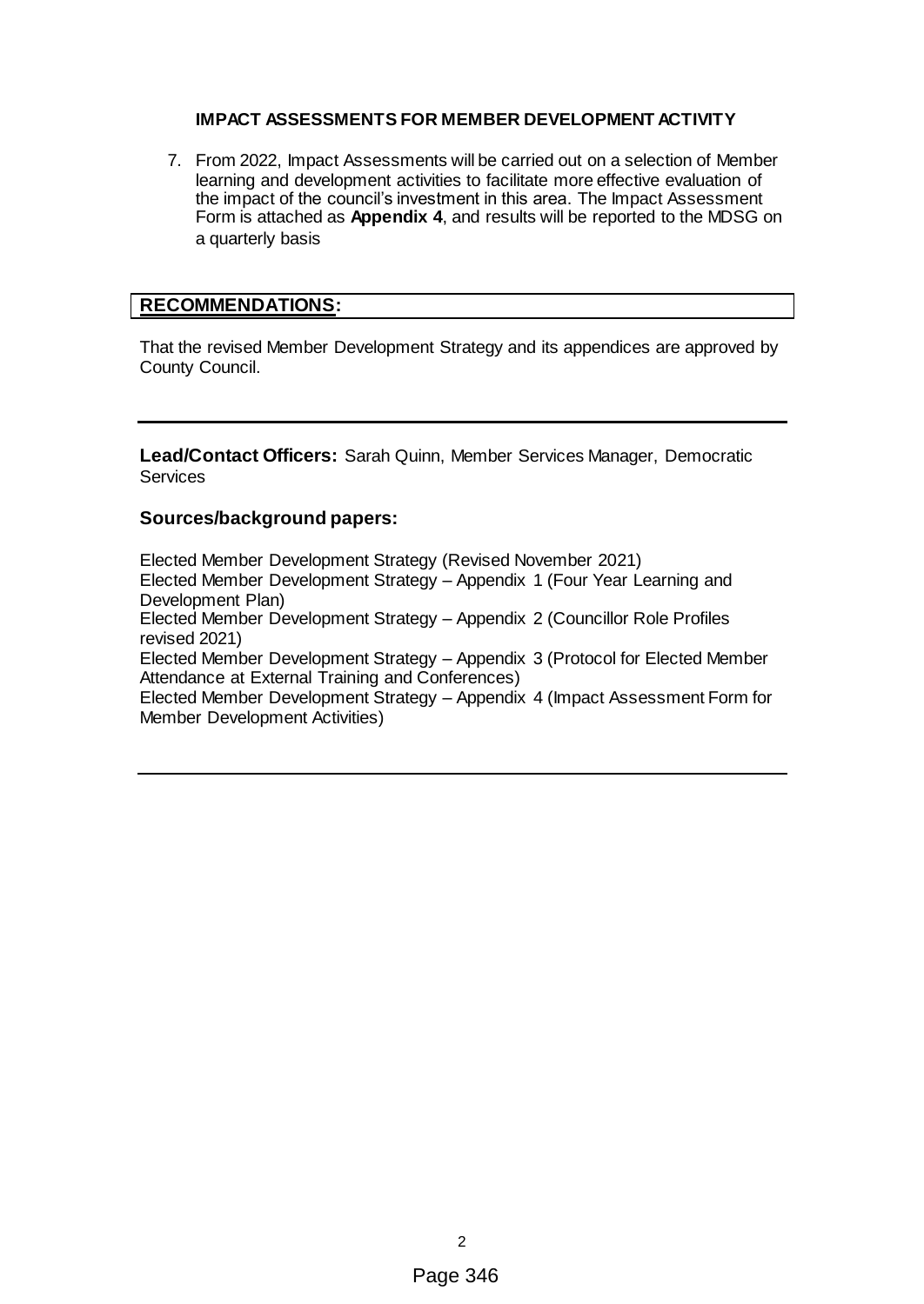## IMPACT ASSESSMENTS FOR MEMBER DEVELOPMENT ACTIVITY

7. From 2022, Impact Assessments will be carried out on a selection of Member learning and development activities to facilitate more effective evaluation of the impact of the council's investment in this area. The Impact Assessment Form is attached as **Appendix 4**, and results will be reported to the MDSG on a quarterly basis

## RECOMMENDATIONS:

That the revised Member Development Strategy and its appendices are approved by County Council.

---

**Lead/Contact Officers:** Sarah Quinn, Member Services Manager, Democratic Services

### Sources/background papers:

Elected Member Development Strategy (Revised November 2021)
Elected Member Development Strategy – Appendix 1 (Four Year Learning and Development Plan)
Elected Member Development Strategy – Appendix 2 (Councillor Role Profiles revised 2021)
Elected Member Development Strategy – Appendix 3 (Protocol for Elected Member Attendance at External Training and Conferences)
Elected Member Development Strategy – Appendix 4 (Impact Assessment Form for Member Development Activities)

---